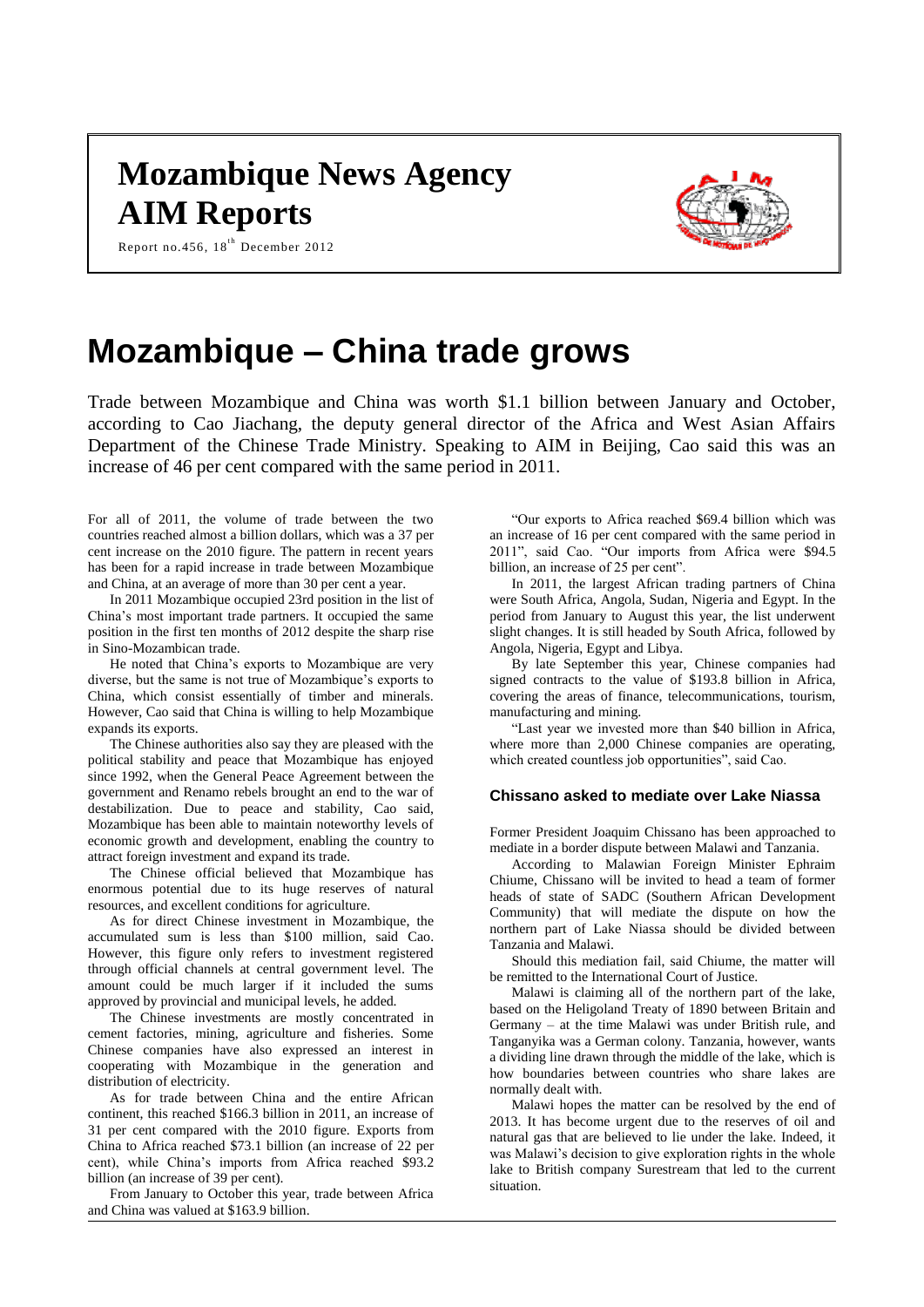# Mozambique News Agency
# AIM Reports

Report no.456, 18th December 2012

# Mozambique – China trade grows

Trade between Mozambique and China was worth $1.1 billion between January and October, according to Cao Jiachang, the deputy general director of the Africa and West Asian Affairs Department of the Chinese Trade Ministry. Speaking to AIM in Beijing, Cao said this was an increase of 46 per cent compared with the same period in 2011.

For all of 2011, the volume of trade between the two countries reached almost a billion dollars, which was a 37 per cent increase on the 2010 figure. The pattern in recent years has been for a rapid increase in trade between Mozambique and China, at an average of more than 30 per cent a year.

In 2011 Mozambique occupied 23rd position in the list of China's most important trade partners. It occupied the same position in the first ten months of 2012 despite the sharp rise in Sino-Mozambican trade.

He noted that China's exports to Mozambique are very diverse, but the same is not true of Mozambique's exports to China, which consist essentially of timber and minerals. However, Cao said that China is willing to help Mozambique expands its exports.

The Chinese authorities also say they are pleased with the political stability and peace that Mozambique has enjoyed since 1992, when the General Peace Agreement between the government and Renamo rebels brought an end to the war of destabilization. Due to peace and stability, Cao said, Mozambique has been able to maintain noteworthy levels of economic growth and development, enabling the country to attract foreign investment and expand its trade.

The Chinese official believed that Mozambique has enormous potential due to its huge reserves of natural resources, and excellent conditions for agriculture.

As for direct Chinese investment in Mozambique, the accumulated sum is less than $100 million, said Cao. However, this figure only refers to investment registered through official channels at central government level. The amount could be much larger if it included the sums approved by provincial and municipal levels, he added.

The Chinese investments are mostly concentrated in cement factories, mining, agriculture and fisheries. Some Chinese companies have also expressed an interest in cooperating with Mozambique in the generation and distribution of electricity.

As for trade between China and the entire African continent, this reached $166.3 billion in 2011, an increase of 31 per cent compared with the 2010 figure. Exports from China to Africa reached $73.1 billion (an increase of 22 per cent), while China's imports from Africa reached $93.2 billion (an increase of 39 per cent).

From January to October this year, trade between Africa and China was valued at $163.9 billion.

"Our exports to Africa reached $69.4 billion which was an increase of 16 per cent compared with the same period in 2011", said Cao. "Our imports from Africa were $94.5 billion, an increase of 25 per cent".

In 2011, the largest African trading partners of China were South Africa, Angola, Sudan, Nigeria and Egypt. In the period from January to August this year, the list underwent slight changes. It is still headed by South Africa, followed by Angola, Nigeria, Egypt and Libya.

By late September this year, Chinese companies had signed contracts to the value of $193.8 billion in Africa, covering the areas of finance, telecommunications, tourism, manufacturing and mining.

"Last year we invested more than $40 billion in Africa, where more than 2,000 Chinese companies are operating, which created countless job opportunities", said Cao.

### Chissano asked to mediate over Lake Niassa

Former President Joaquim Chissano has been approached to mediate in a border dispute between Malawi and Tanzania.

According to Malawian Foreign Minister Ephraim Chiume, Chissano will be invited to head a team of former heads of state of SADC (Southern African Development Community) that will mediate the dispute on how the northern part of Lake Niassa should be divided between Tanzania and Malawi.

Should this mediation fail, said Chiume, the matter will be remitted to the International Court of Justice.

Malawi is claiming all of the northern part of the lake, based on the Heligoland Treaty of 1890 between Britain and Germany – at the time Malawi was under British rule, and Tanganyika was a German colony. Tanzania, however, wants a dividing line drawn through the middle of the lake, which is how boundaries between countries who share lakes are normally dealt with.

Malawi hopes the matter can be resolved by the end of 2013. It has become urgent due to the reserves of oil and natural gas that are believed to lie under the lake. Indeed, it was Malawi's decision to give exploration rights in the whole lake to British company Surestream that led to the current situation.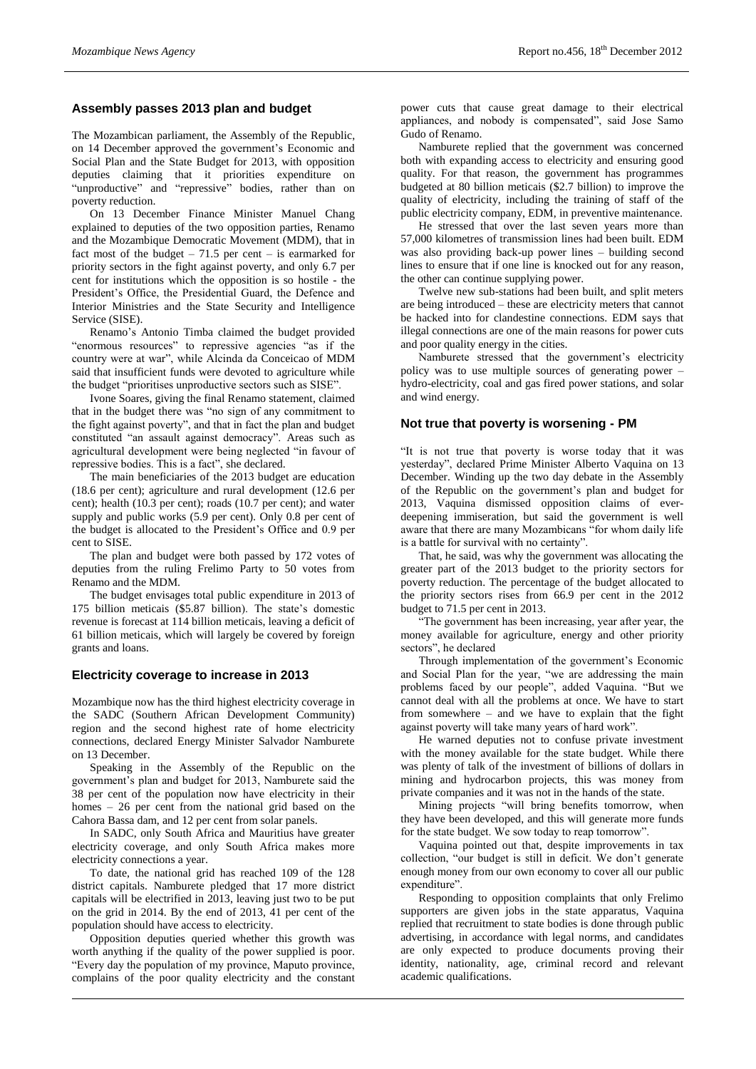## Assembly passes 2013 plan and budget

The Mozambican parliament, the Assembly of the Republic, on 14 December approved the government's Economic and Social Plan and the State Budget for 2013, with opposition deputies claiming that it priorities expenditure on "unproductive" and "repressive" bodies, rather than on poverty reduction.

On 13 December Finance Minister Manuel Chang explained to deputies of the two opposition parties, Renamo and the Mozambique Democratic Movement (MDM), that in fact most of the budget – 71.5 per cent – is earmarked for priority sectors in the fight against poverty, and only 6.7 per cent for institutions which the opposition is so hostile - the President's Office, the Presidential Guard, the Defence and Interior Ministries and the State Security and Intelligence Service (SISE).

Renamo's Antonio Timba claimed the budget provided "enormous resources" to repressive agencies "as if the country were at war", while Alcinda da Conceicao of MDM said that insufficient funds were devoted to agriculture while the budget "prioritises unproductive sectors such as SISE".

Ivone Soares, giving the final Renamo statement, claimed that in the budget there was "no sign of any commitment to the fight against poverty", and that in fact the plan and budget constituted "an assault against democracy". Areas such as agricultural development were being neglected "in favour of repressive bodies. This is a fact", she declared.

The main beneficiaries of the 2013 budget are education (18.6 per cent); agriculture and rural development (12.6 per cent); health (10.3 per cent); roads (10.7 per cent); and water supply and public works (5.9 per cent). Only 0.8 per cent of the budget is allocated to the President's Office and 0.9 per cent to SISE.

The plan and budget were both passed by 172 votes of deputies from the ruling Frelimo Party to 50 votes from Renamo and the MDM.

The budget envisages total public expenditure in 2013 of 175 billion meticais ($5.87 billion). The state's domestic revenue is forecast at 114 billion meticais, leaving a deficit of 61 billion meticais, which will largely be covered by foreign grants and loans.

## Electricity coverage to increase in 2013

Mozambique now has the third highest electricity coverage in the SADC (Southern African Development Community) region and the second highest rate of home electricity connections, declared Energy Minister Salvador Namburete on 13 December.

Speaking in the Assembly of the Republic on the government's plan and budget for 2013, Namburete said the 38 per cent of the population now have electricity in their homes – 26 per cent from the national grid based on the Cahora Bassa dam, and 12 per cent from solar panels.

In SADC, only South Africa and Mauritius have greater electricity coverage, and only South Africa makes more electricity connections a year.

To date, the national grid has reached 109 of the 128 district capitals. Namburete pledged that 17 more district capitals will be electrified in 2013, leaving just two to be put on the grid in 2014. By the end of 2013, 41 per cent of the population should have access to electricity.

Opposition deputies queried whether this growth was worth anything if the quality of the power supplied is poor. "Every day the population of my province, Maputo province, complains of the poor quality electricity and the constant power cuts that cause great damage to their electrical appliances, and nobody is compensated", said Jose Samo Gudo of Renamo.

Namburete replied that the government was concerned both with expanding access to electricity and ensuring good quality. For that reason, the government has programmes budgeted at 80 billion meticais ($2.7 billion) to improve the quality of electricity, including the training of staff of the public electricity company, EDM, in preventive maintenance.

He stressed that over the last seven years more than 57,000 kilometres of transmission lines had been built. EDM was also providing back-up power lines – building second lines to ensure that if one line is knocked out for any reason, the other can continue supplying power.

Twelve new sub-stations had been built, and split meters are being introduced – these are electricity meters that cannot be hacked into for clandestine connections. EDM says that illegal connections are one of the main reasons for power cuts and poor quality energy in the cities.

Namburete stressed that the government's electricity policy was to use multiple sources of generating power – hydro-electricity, coal and gas fired power stations, and solar and wind energy.

## Not true that poverty is worsening - PM

"It is not true that poverty is worse today that it was yesterday", declared Prime Minister Alberto Vaquina on 13 December. Winding up the two day debate in the Assembly of the Republic on the government's plan and budget for 2013, Vaquina dismissed opposition claims of ever-deepening immiseration, but said the government is well aware that there are many Mozambicans "for whom daily life is a battle for survival with no certainty".

That, he said, was why the government was allocating the greater part of the 2013 budget to the priority sectors for poverty reduction. The percentage of the budget allocated to the priority sectors rises from 66.9 per cent in the 2012 budget to 71.5 per cent in 2013.

"The government has been increasing, year after year, the money available for agriculture, energy and other priority sectors", he declared

Through implementation of the government's Economic and Social Plan for the year, "we are addressing the main problems faced by our people", added Vaquina. "But we cannot deal with all the problems at once. We have to start from somewhere – and we have to explain that the fight against poverty will take many years of hard work".

He warned deputies not to confuse private investment with the money available for the state budget. While there was plenty of talk of the investment of billions of dollars in mining and hydrocarbon projects, this was money from private companies and it was not in the hands of the state.

Mining projects "will bring benefits tomorrow, when they have been developed, and this will generate more funds for the state budget. We sow today to reap tomorrow".

Vaquina pointed out that, despite improvements in tax collection, "our budget is still in deficit. We don't generate enough money from our own economy to cover all our public expenditure".

Responding to opposition complaints that only Frelimo supporters are given jobs in the state apparatus, Vaquina replied that recruitment to state bodies is done through public advertising, in accordance with legal norms, and candidates are only expected to produce documents proving their identity, nationality, age, criminal record and relevant academic qualifications.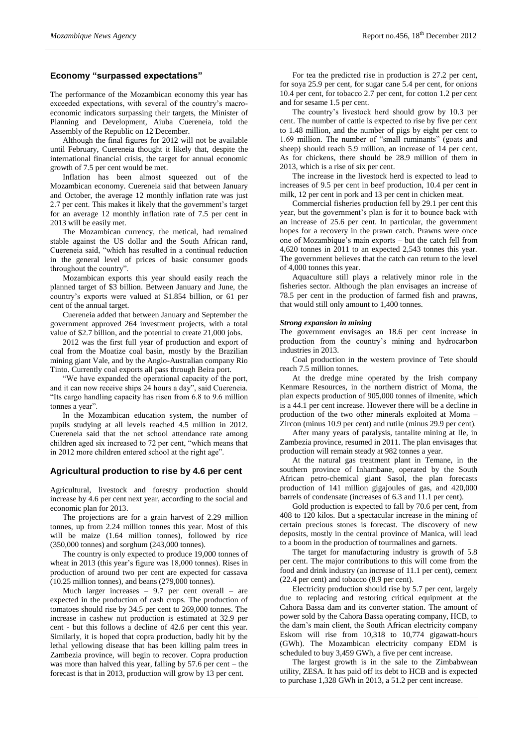## Economy "surpassed expectations"

The performance of the Mozambican economy this year has exceeded expectations, with several of the country's macro-economic indicators surpassing their targets, the Minister of Planning and Development, Aiuba Cuereneia, told the Assembly of the Republic on 12 December.

Although the final figures for 2012 will not be available until February, Cuereneia thought it likely that, despite the international financial crisis, the target for annual economic growth of 7.5 per cent would be met.

Inflation has been almost squeezed out of the Mozambican economy. Cuereneia said that between January and October, the average 12 monthly inflation rate was just 2.7 per cent. This makes it likely that the government's target for an average 12 monthly inflation rate of 7.5 per cent in 2013 will be easily met.

The Mozambican currency, the metical, had remained stable against the US dollar and the South African rand, Cuereneia said, "which has resulted in a continual reduction in the general level of prices of basic consumer goods throughout the country".

Mozambican exports this year should easily reach the planned target of $3 billion. Between January and June, the country's exports were valued at $1.854 billion, or 61 per cent of the annual target.

Cuereneia added that between January and September the government approved 264 investment projects, with a total value of $2.7 billion, and the potential to create 21,000 jobs.

2012 was the first full year of production and export of coal from the Moatize coal basin, mostly by the Brazilian mining giant Vale, and by the Anglo-Australian company Rio Tinto. Currently coal exports all pass through Beira port.

"We have expanded the operational capacity of the port, and it can now receive ships 24 hours a day", said Cuereneia. "Its cargo handling capacity has risen from 6.8 to 9.6 million tonnes a year".

In the Mozambican education system, the number of pupils studying at all levels reached 4.5 million in 2012. Cuereneia said that the net school attendance rate among children aged six increased to 72 per cent, "which means that in 2012 more children entered school at the right age".

## Agricultural production to rise by 4.6 per cent

Agricultural, livestock and forestry production should increase by 4.6 per cent next year, according to the social and economic plan for 2013.

The projections are for a grain harvest of 2.29 million tonnes, up from 2.24 million tonnes this year. Most of this will be maize (1.64 million tonnes), followed by rice (350,000 tonnes) and sorghum (243,000 tonnes).

The country is only expected to produce 19,000 tonnes of wheat in 2013 (this year's figure was 18,000 tonnes). Rises in production of around two per cent are expected for cassava (10.25 million tonnes), and beans (279,000 tonnes).

Much larger increases – 9.7 per cent overall – are expected in the production of cash crops. The production of tomatoes should rise by 34.5 per cent to 269,000 tonnes. The increase in cashew nut production is estimated at 32.9 per cent - but this follows a decline of 42.6 per cent this year. Similarly, it is hoped that copra production, badly hit by the lethal yellowing disease that has been killing palm trees in Zambezia province, will begin to recover. Copra production was more than halved this year, falling by 57.6 per cent – the forecast is that in 2013, production will grow by 13 per cent.

For tea the predicted rise in production is 27.2 per cent, for soya 25.9 per cent, for sugar cane 5.4 per cent, for onions 10.4 per cent, for tobacco 2.7 per cent, for cotton 1.2 per cent and for sesame 1.5 per cent.

The country's livestock herd should grow by 10.3 per cent. The number of cattle is expected to rise by five per cent to 1.48 million, and the number of pigs by eight per cent to 1.69 million. The number of "small ruminants" (goats and sheep) should reach 5.9 million, an increase of 14 per cent. As for chickens, there should be 28.9 million of them in 2013, which is a rise of six per cent.

The increase in the livestock herd is expected to lead to increases of 9.5 per cent in beef production, 10.4 per cent in milk, 12 per cent in pork and 13 per cent in chicken meat.

Commercial fisheries production fell by 29.1 per cent this year, but the government's plan is for it to bounce back with an increase of 25.6 per cent. In particular, the government hopes for a recovery in the prawn catch. Prawns were once one of Mozambique's main exports – but the catch fell from 4,620 tonnes in 2011 to an expected 2,543 tonnes this year. The government believes that the catch can return to the level of 4,000 tonnes this year.

Aquaculture still plays a relatively minor role in the fisheries sector. Although the plan envisages an increase of 78.5 per cent in the production of farmed fish and prawns, that would still only amount to 1,400 tonnes.

### *Strong expansion in mining*

The government envisages an 18.6 per cent increase in production from the country's mining and hydrocarbon industries in 2013.

Coal production in the western province of Tete should reach 7.5 million tonnes.

At the dredge mine operated by the Irish company Kenmare Resources, in the northern district of Moma, the plan expects production of 905,000 tonnes of ilmenite, which is a 44.1 per cent increase. However there will be a decline in production of the two other minerals exploited at Moma – Zircon (minus 10.9 per cent) and rutile (minus 29.9 per cent).

After many years of paralysis, tantalite mining at Ile, in Zambezia province, resumed in 2011. The plan envisages that production will remain steady at 982 tonnes a year.

At the natural gas treatment plant in Temane, in the southern province of Inhambane, operated by the South African petro-chemical giant Sasol, the plan forecasts production of 141 million gigajoules of gas, and 420,000 barrels of condensate (increases of 6.3 and 11.1 per cent).

Gold production is expected to fall by 70.6 per cent, from 408 to 120 kilos. But a spectacular increase in the mining of certain precious stones is forecast. The discovery of new deposits, mostly in the central province of Manica, will lead to a boom in the production of tourmalines and garnets.

The target for manufacturing industry is growth of 5.8 per cent. The major contributions to this will come from the food and drink industry (an increase of 11.1 per cent), cement (22.4 per cent) and tobacco (8.9 per cent).

Electricity production should rise by 5.7 per cent, largely due to replacing and restoring critical equipment at the Cahora Bassa dam and its converter station. The amount of power sold by the Cahora Bassa operating company, HCB, to the dam's main client, the South African electricity company Eskom will rise from 10,318 to 10,774 gigawatt-hours (GWh). The Mozambican electricity company EDM is scheduled to buy 3,459 GWh, a five per cent increase.

The largest growth is in the sale to the Zimbabwean utility, ZESA. It has paid off its debt to HCB and is expected to purchase 1,328 GWh in 2013, a 51.2 per cent increase.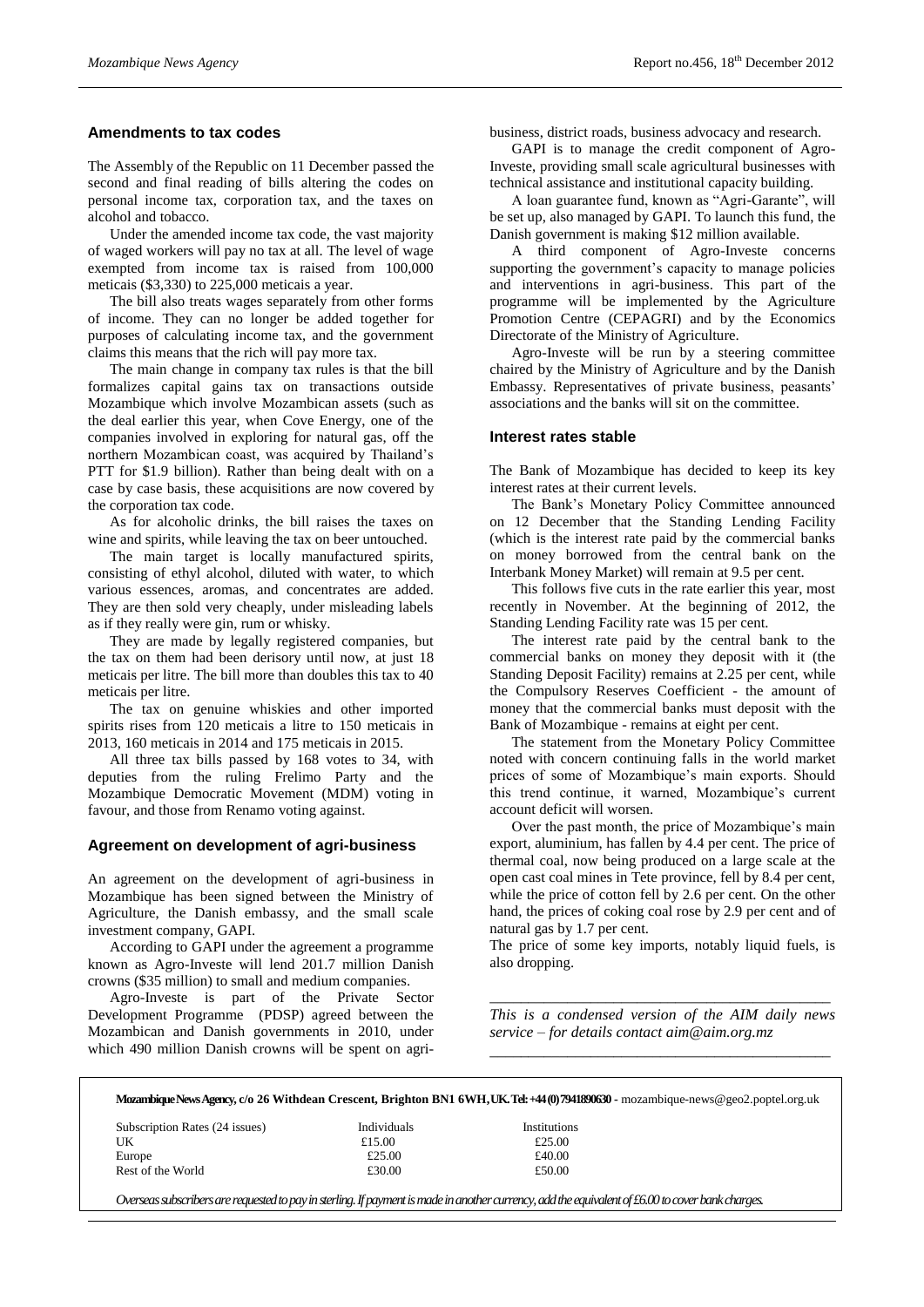## Amendments to tax codes

The Assembly of the Republic on 11 December passed the second and final reading of bills altering the codes on personal income tax, corporation tax, and the taxes on alcohol and tobacco.

Under the amended income tax code, the vast majority of waged workers will pay no tax at all. The level of wage exempted from income tax is raised from 100,000 meticais ($3,330) to 225,000 meticais a year.

The bill also treats wages separately from other forms of income. They can no longer be added together for purposes of calculating income tax, and the government claims this means that the rich will pay more tax.

The main change in company tax rules is that the bill formalizes capital gains tax on transactions outside Mozambique which involve Mozambican assets (such as the deal earlier this year, when Cove Energy, one of the companies involved in exploring for natural gas, off the northern Mozambican coast, was acquired by Thailand's PTT for $1.9 billion). Rather than being dealt with on a case by case basis, these acquisitions are now covered by the corporation tax code.

As for alcoholic drinks, the bill raises the taxes on wine and spirits, while leaving the tax on beer untouched.

The main target is locally manufactured spirits, consisting of ethyl alcohol, diluted with water, to which various essences, aromas, and concentrates are added. They are then sold very cheaply, under misleading labels as if they really were gin, rum or whisky.

They are made by legally registered companies, but the tax on them had been derisory until now, at just 18 meticais per litre. The bill more than doubles this tax to 40 meticais per litre.

The tax on genuine whiskies and other imported spirits rises from 120 meticais a litre to 150 meticais in 2013, 160 meticais in 2014 and 175 meticais in 2015.

All three tax bills passed by 168 votes to 34, with deputies from the ruling Frelimo Party and the Mozambique Democratic Movement (MDM) voting in favour, and those from Renamo voting against.

## Agreement on development of agri-business

An agreement on the development of agri-business in Mozambique has been signed between the Ministry of Agriculture, the Danish embassy, and the small scale investment company, GAPI.

According to GAPI under the agreement a programme known as Agro-Investe will lend 201.7 million Danish crowns ($35 million) to small and medium companies.

Agro-Investe is part of the Private Sector Development Programme (PDSP) agreed between the Mozambican and Danish governments in 2010, under which 490 million Danish crowns will be spent on agri-business, district roads, business advocacy and research.

GAPI is to manage the credit component of Agro-Investe, providing small scale agricultural businesses with technical assistance and institutional capacity building.

A loan guarantee fund, known as "Agri-Garante", will be set up, also managed by GAPI. To launch this fund, the Danish government is making $12 million available.

A third component of Agro-Investe concerns supporting the government's capacity to manage policies and interventions in agri-business. This part of the programme will be implemented by the Agriculture Promotion Centre (CEPAGRI) and by the Economics Directorate of the Ministry of Agriculture.

Agro-Investe will be run by a steering committee chaired by the Ministry of Agriculture and by the Danish Embassy. Representatives of private business, peasants' associations and the banks will sit on the committee.

## Interest rates stable

The Bank of Mozambique has decided to keep its key interest rates at their current levels.

The Bank's Monetary Policy Committee announced on 12 December that the Standing Lending Facility (which is the interest rate paid by the commercial banks on money borrowed from the central bank on the Interbank Money Market) will remain at 9.5 per cent.

This follows five cuts in the rate earlier this year, most recently in November. At the beginning of 2012, the Standing Lending Facility rate was 15 per cent.

The interest rate paid by the central bank to the commercial banks on money they deposit with it (the Standing Deposit Facility) remains at 2.25 per cent, while the Compulsory Reserves Coefficient - the amount of money that the commercial banks must deposit with the Bank of Mozambique - remains at eight per cent.

The statement from the Monetary Policy Committee noted with concern continuing falls in the world market prices of some of Mozambique's main exports. Should this trend continue, it warned, Mozambique's current account deficit will worsen.

Over the past month, the price of Mozambique's main export, aluminium, has fallen by 4.4 per cent. The price of thermal coal, now being produced on a large scale at the open cast coal mines in Tete province, fell by 8.4 per cent, while the price of cotton fell by 2.6 per cent. On the other hand, the prices of coking coal rose by 2.9 per cent and of natural gas by 1.7 per cent.

The price of some key imports, notably liquid fuels, is also dropping.

---

*This is a condensed version of the AIM daily news service – for details contact aim@aim.org.mz*

---

**Mozambique News Agency, c/o 26 Withdean Crescent, Brighton BN1 6WH, UK. Tel: +44 (0) 7941890630 -** mozambique-news@geo2.poptel.org.uk

| Subscription Rates (24 issues) | Individuals | Institutions |
|---|---|---|
| UK | £15.00 | £25.00 |
| Europe | £25.00 | £40.00 |
| Rest of the World | £30.00 | £50.00 |

*Overseas subscribers are requested to pay in sterling. If payment is made in another currency, add the equivalent of £6.00 to cover bank charges.*